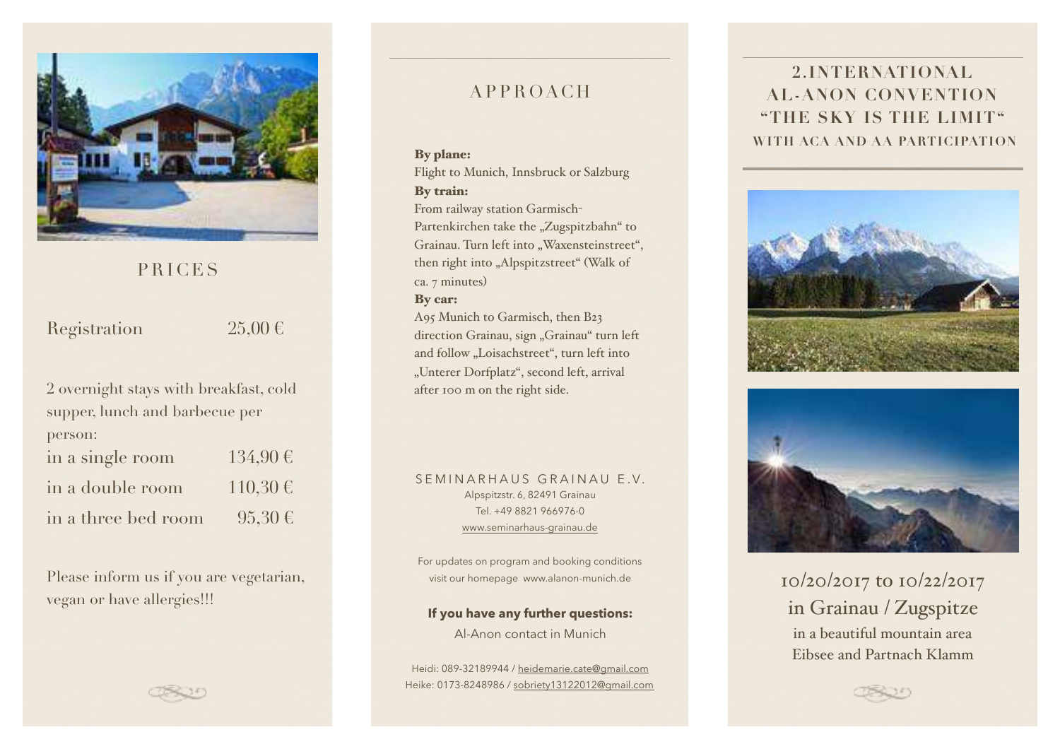## PRICES

| Registration | 25,00 € |
|---|---|

2 overnight stays with breakfast, cold supper, lunch and barbecue per person:

| | |
|---|---|
| in a single room | 134,90 € |
| in a double room | 110,30 € |
| in a three bed room | 95,30 € |

Please inform us if you are vegetarian, vegan or have allergies!!!

## APPROACH

**By plane:**
Flight to Munich, Innsbruck or Salzburg
**By train:**
From railway station Garmisch-Partenkirchen take the „Zugspitzbahn“ to Grainau. Turn left into „Waxensteinstreet“, then right into „Alpspitzstreet“ (Walk of ca. 7 minutes)
**By car:**
A95 Munich to Garmisch, then B23 direction Grainau, sign „Grainau“ turn left and follow „Loisachstreet“, turn left into „Unterer Dorfplatz“, second left, arrival after 100 m on the right side.

SEMINARHAUS GRAINAU E.V.
Alpspitzstr. 6, 82491 Grainau
Tel. +49 8821 966976-0
www.seminarhaus-grainau.de

For updates on program and booking conditions visit our homepage www.alanon-munich.de

**If you have any further questions:**
Al-Anon contact in Munich

Heidi: 089-32189944 / heidemarie.cate@gmail.com
Heike: 0173-8248986 / sobriety13122012@gmail.com

# 2.INTERNATIONAL AL-ANON CONVENTION "THE SKY IS THE LIMIT"

### WITH ACA AND AA PARTICIPATION

10/20/2017 to 10/22/2017
in Grainau / Zugspitze
in a beautiful mountain area
Eibsee and Partnach Klamm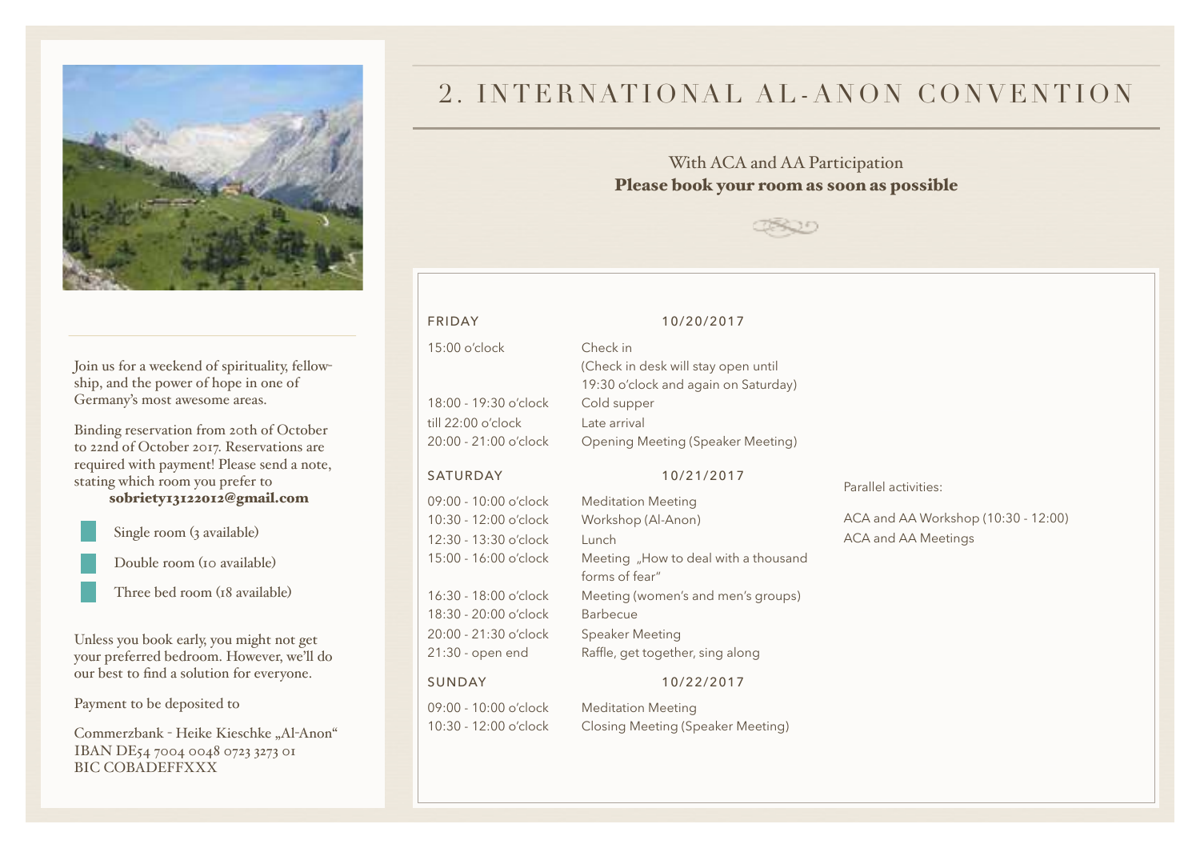# 2. INTERNATIONAL AL-ANON CONVENTION

With ACA and AA Participation

**Please book your room as soon as possible**

Join us for a weekend of spirituality, fellowship, and the power of hope in one of Germany's most awesome areas.

Binding reservation from 20th of October to 22nd of October 2017. Reservations are required with payment! Please send a note, stating which room you prefer to **sobriety13122012@gmail.com**

- Single room (3 available)
- Double room (10 available)
- Three bed room (18 available)

Unless you book early, you might not get your preferred bedroom. However, we'll do our best to find a solution for everyone.

Payment to be deposited to

Commerzbank - Heike Kieschke „Al-Anon"
IBAN DE54 7004 0048 0723 3273 01
BIC COBADEFFXXX

## FRIDAY 10/20/2017

| | |
|---|---|
| 15:00 o'clock | Check in (Check in desk will stay open until 19:30 o'clock and again on Saturday) |
| 18:00 - 19:30 o'clock | Cold supper |
| till 22:00 o'clock | Late arrival |
| 20:00 - 21:00 o'clock | Opening Meeting (Speaker Meeting) |

## SATURDAY 10/21/2017

| | |
|---|---|
| 09:00 - 10:00 o'clock | Meditation Meeting |
| 10:30 - 12:00 o'clock | Workshop (Al-Anon) |
| 12:30 - 13:30 o'clock | Lunch |
| 15:00 - 16:00 o'clock | Meeting „How to deal with a thousand forms of fear" |
| 16:30 - 18:00 o'clock | Meeting (women's and men's groups) |
| 18:30 - 20:00 o'clock | Barbecue |
| 20:00 - 21:30 o'clock | Speaker Meeting |
| 21:30 - open end | Raffle, get together, sing along |

Parallel activities:

ACA and AA Workshop (10:30 - 12:00)
ACA and AA Meetings

## SUNDAY 10/22/2017

| | |
|---|---|
| 09:00 - 10:00 o'clock | Meditation Meeting |
| 10:30 - 12:00 o'clock | Closing Meeting (Speaker Meeting) |